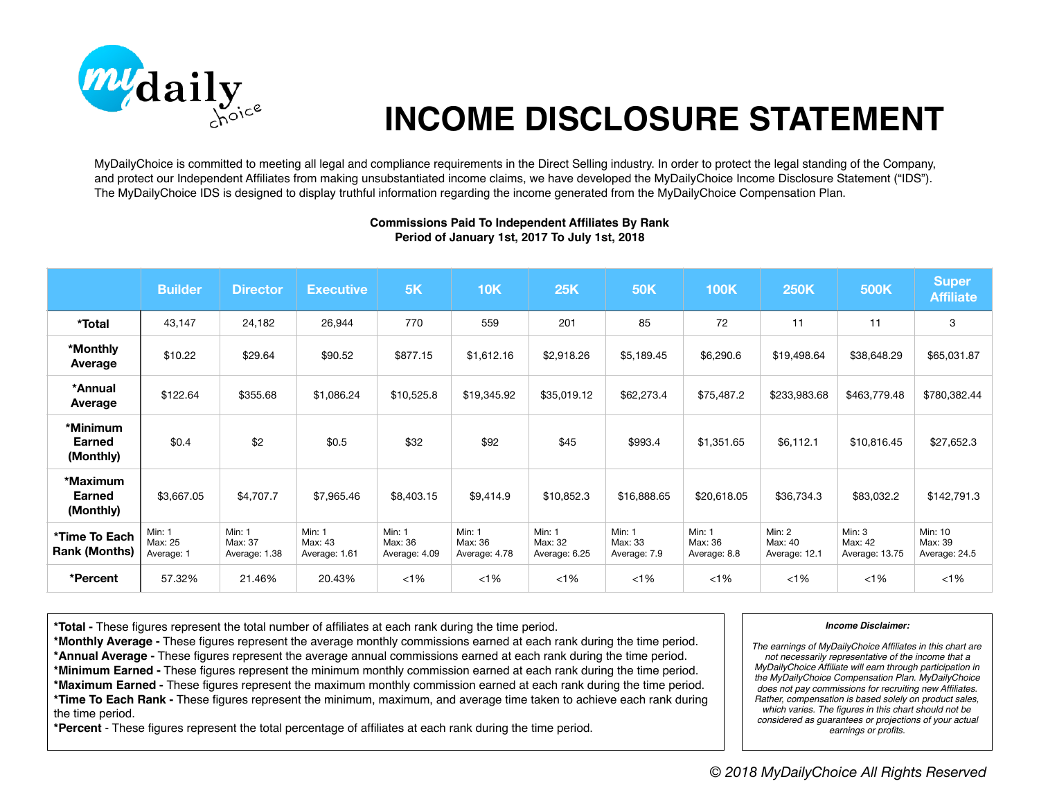# INCOME DISCLOSURE STATEMENT

MyDailyChoice is committed to meeting all legal and compliance requirements in the Direct Selling industry. In order to protect the legal standing of the Company, and protect our Independent Affiliates from making unsubstantiated income claims, we have developed the MyDailyChoice Income Disclosure Statement ("IDS"). The MyDailyChoice IDS is designed to display truthful information regarding the income generated from the MyDailyChoice Compensation Plan.

**Commissions Paid To Independent Affiliates By Rank**
**Period of January 1st, 2017 To July 1st, 2018**

| | Builder | Director | Executive | 5K | 10K | 25K | 50K | 100K | 250K | 500K | Super Affiliate |
|---|---|---|---|---|---|---|---|---|---|---|---|
| *Total | 43,147 | 24,182 | 26,944 | 770 | 559 | 201 | 85 | 72 | 11 | 11 | 3 |
| *Monthly Average | $10.22 | $29.64 | $90.52 | $877.15 | $1,612.16 | $2,918.26 | $5,189.45 | $6,290.6 | $19,498.64 | $38,648.29 | $65,031.87 |
| *Annual Average | $122.64 | $355.68 | $1,086.24 | $10,525.8 | $19,345.92 | $35,019.12 | $62,273.4 | $75,487.2 | $233,983.68 | $463,779.48 | $780,382.44 |
| *Minimum Earned (Monthly) | $0.4 | $2 | $0.5 | $32 | $92 | $45 | $993.4 | $1,351.65 | $6,112.1 | $10,816.45 | $27,652.3 |
| *Maximum Earned (Monthly) | $3,667.05 | $4,707.7 | $7,965.46 | $8,403.15 | $9,414.9 | $10,852.3 | $16,888.65 | $20,618.05 | $36,734.3 | $83,032.2 | $142,791.3 |
| *Time To Each Rank (Months) | Min: 1 Max: 25 Average: 1 | Min: 1 Max: 37 Average: 1.38 | Min: 1 Max: 43 Average: 1.61 | Min: 1 Max: 36 Average: 4.09 | Min: 1 Max: 36 Average: 4.78 | Min: 1 Max: 32 Average: 6.25 | Min: 1 Max: 33 Average: 7.9 | Min: 1 Max: 36 Average: 8.8 | Min: 2 Max: 40 Average: 12.1 | Min: 3 Max: 42 Average: 13.75 | Min: 10 Max: 39 Average: 24.5 |
| *Percent | 57.32% | 21.46% | 20.43% | <1% | <1% | <1% | <1% | <1% | <1% | <1% | <1% |

**\*Total -** These figures represent the total number of affiliates at each rank during the time period.
**\*Monthly Average -** These figures represent the average monthly commissions earned at each rank during the time period.
**\*Annual Average -** These figures represent the average annual commissions earned at each rank during the time period.
**\*Minimum Earned -** These figures represent the minimum monthly commission earned at each rank during the time period.
**\*Maximum Earned -** These figures represent the maximum monthly commission earned at each rank during the time period.
**\*Time To Each Rank -** These figures represent the minimum, maximum, and average time taken to achieve each rank during the time period.
**\*Percent** - These figures represent the total percentage of affiliates at each rank during the time period.

***Income Disclaimer:***

*The earnings of MyDailyChoice Affiliates in this chart are not necessarily representative of the income that a MyDailyChoice Affiliate will earn through participation in the MyDailyChoice Compensation Plan. MyDailyChoice does not pay commissions for recruiting new Affiliates. Rather, compensation is based solely on product sales, which varies. The figures in this chart should not be considered as guarantees or projections of your actual earnings or profits.*

*© 2018 MyDailyChoice All Rights Reserved*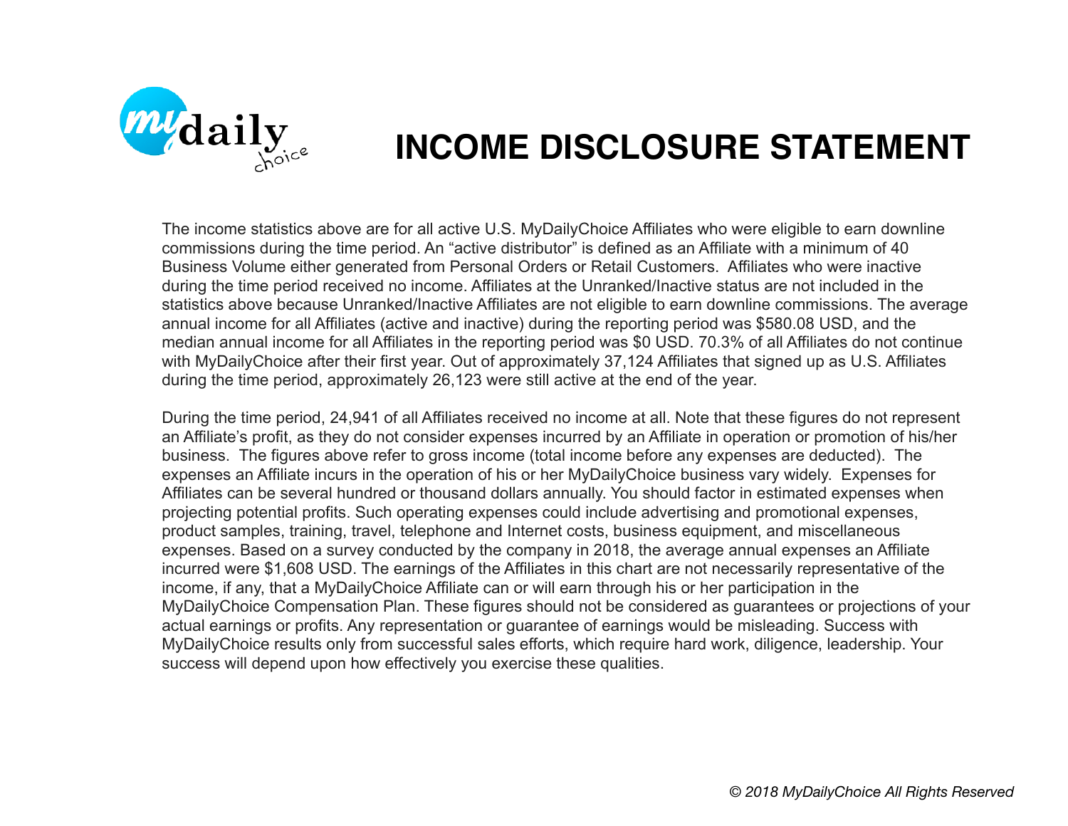# INCOME DISCLOSURE STATEMENT

The income statistics above are for all active U.S. MyDailyChoice Affiliates who were eligible to earn downline commissions during the time period. An "active distributor" is defined as an Affiliate with a minimum of 40 Business Volume either generated from Personal Orders or Retail Customers. Affiliates who were inactive during the time period received no income. Affiliates at the Unranked/Inactive status are not included in the statistics above because Unranked/Inactive Affiliates are not eligible to earn downline commissions. The average annual income for all Affiliates (active and inactive) during the reporting period was $580.08 USD, and the median annual income for all Affiliates in the reporting period was $0 USD. 70.3% of all Affiliates do not continue with MyDailyChoice after their first year. Out of approximately 37,124 Affiliates that signed up as U.S. Affiliates during the time period, approximately 26,123 were still active at the end of the year.

During the time period, 24,941 of all Affiliates received no income at all. Note that these figures do not represent an Affiliate's profit, as they do not consider expenses incurred by an Affiliate in operation or promotion of his/her business. The figures above refer to gross income (total income before any expenses are deducted). The expenses an Affiliate incurs in the operation of his or her MyDailyChoice business vary widely. Expenses for Affiliates can be several hundred or thousand dollars annually. You should factor in estimated expenses when projecting potential profits. Such operating expenses could include advertising and promotional expenses, product samples, training, travel, telephone and Internet costs, business equipment, and miscellaneous expenses. Based on a survey conducted by the company in 2018, the average annual expenses an Affiliate incurred were $1,608 USD. The earnings of the Affiliates in this chart are not necessarily representative of the income, if any, that a MyDailyChoice Affiliate can or will earn through his or her participation in the MyDailyChoice Compensation Plan. These figures should not be considered as guarantees or projections of your actual earnings or profits. Any representation or guarantee of earnings would be misleading. Success with MyDailyChoice results only from successful sales efforts, which require hard work, diligence, leadership. Your success will depend upon how effectively you exercise these qualities.

*© 2018 MyDailyChoice All Rights Reserved*